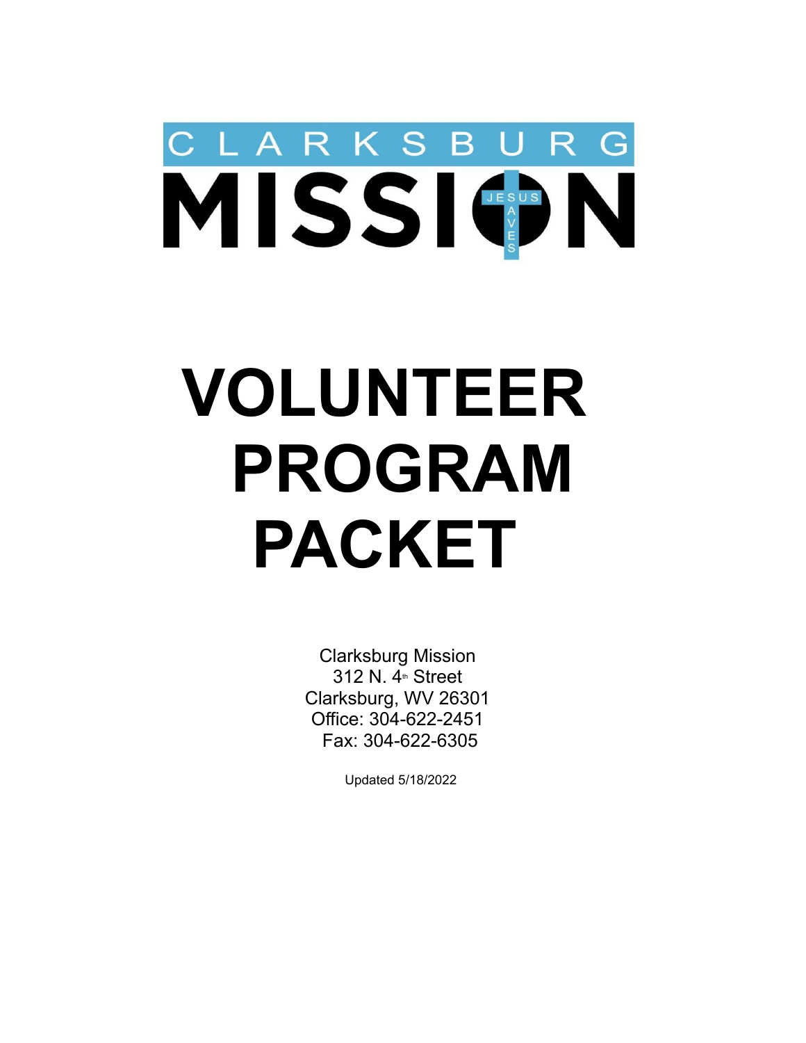CLARKSBURG

MISSION

JESUS SAVES

# VOLUNTEER PROGRAM PACKET

Clarksburg Mission
312 N. 4th Street
Clarksburg, WV 26301
Office: 304-622-2451
Fax: 304-622-6305

Updated 5/18/2022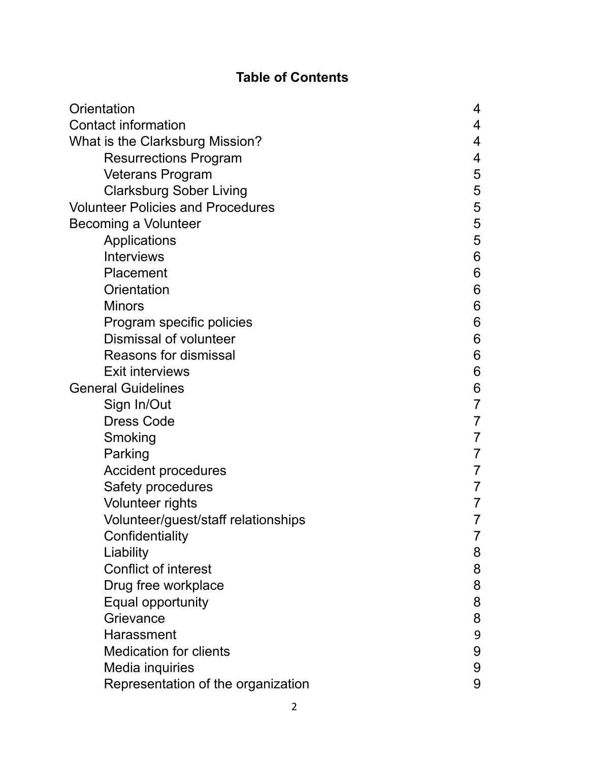**Table of Contents**

| | |
|---|---|
| Orientation | 4 |
| Contact information | 4 |
| What is the Clarksburg Mission? | 4 |
| &nbsp;&nbsp;&nbsp;&nbsp;Resurrections Program | 4 |
| &nbsp;&nbsp;&nbsp;&nbsp;Veterans Program | 5 |
| &nbsp;&nbsp;&nbsp;&nbsp;Clarksburg Sober Living | 5 |
| Volunteer Policies and Procedures | 5 |
| Becoming a Volunteer | 5 |
| &nbsp;&nbsp;&nbsp;&nbsp;Applications | 5 |
| &nbsp;&nbsp;&nbsp;&nbsp;Interviews | 6 |
| &nbsp;&nbsp;&nbsp;&nbsp;Placement | 6 |
| &nbsp;&nbsp;&nbsp;&nbsp;Orientation | 6 |
| &nbsp;&nbsp;&nbsp;&nbsp;Minors | 6 |
| &nbsp;&nbsp;&nbsp;&nbsp;Program specific policies | 6 |
| &nbsp;&nbsp;&nbsp;&nbsp;Dismissal of volunteer | 6 |
| &nbsp;&nbsp;&nbsp;&nbsp;Reasons for dismissal | 6 |
| &nbsp;&nbsp;&nbsp;&nbsp;Exit interviews | 6 |
| General Guidelines | 6 |
| &nbsp;&nbsp;&nbsp;&nbsp;Sign In/Out | 7 |
| &nbsp;&nbsp;&nbsp;&nbsp;Dress Code | 7 |
| &nbsp;&nbsp;&nbsp;&nbsp;Smoking | 7 |
| &nbsp;&nbsp;&nbsp;&nbsp;Parking | 7 |
| &nbsp;&nbsp;&nbsp;&nbsp;Accident procedures | 7 |
| &nbsp;&nbsp;&nbsp;&nbsp;Safety procedures | 7 |
| &nbsp;&nbsp;&nbsp;&nbsp;Volunteer rights | 7 |
| &nbsp;&nbsp;&nbsp;&nbsp;Volunteer/guest/staff relationships | 7 |
| &nbsp;&nbsp;&nbsp;&nbsp;Confidentiality | 7 |
| &nbsp;&nbsp;&nbsp;&nbsp;Liability | 8 |
| &nbsp;&nbsp;&nbsp;&nbsp;Conflict of interest | 8 |
| &nbsp;&nbsp;&nbsp;&nbsp;Drug free workplace | 8 |
| &nbsp;&nbsp;&nbsp;&nbsp;Equal opportunity | 8 |
| &nbsp;&nbsp;&nbsp;&nbsp;Grievance | 8 |
| &nbsp;&nbsp;&nbsp;&nbsp;Harassment | 9 |
| &nbsp;&nbsp;&nbsp;&nbsp;Medication for clients | 9 |
| &nbsp;&nbsp;&nbsp;&nbsp;Media inquiries | 9 |
| &nbsp;&nbsp;&nbsp;&nbsp;Representation of the organization | 9 |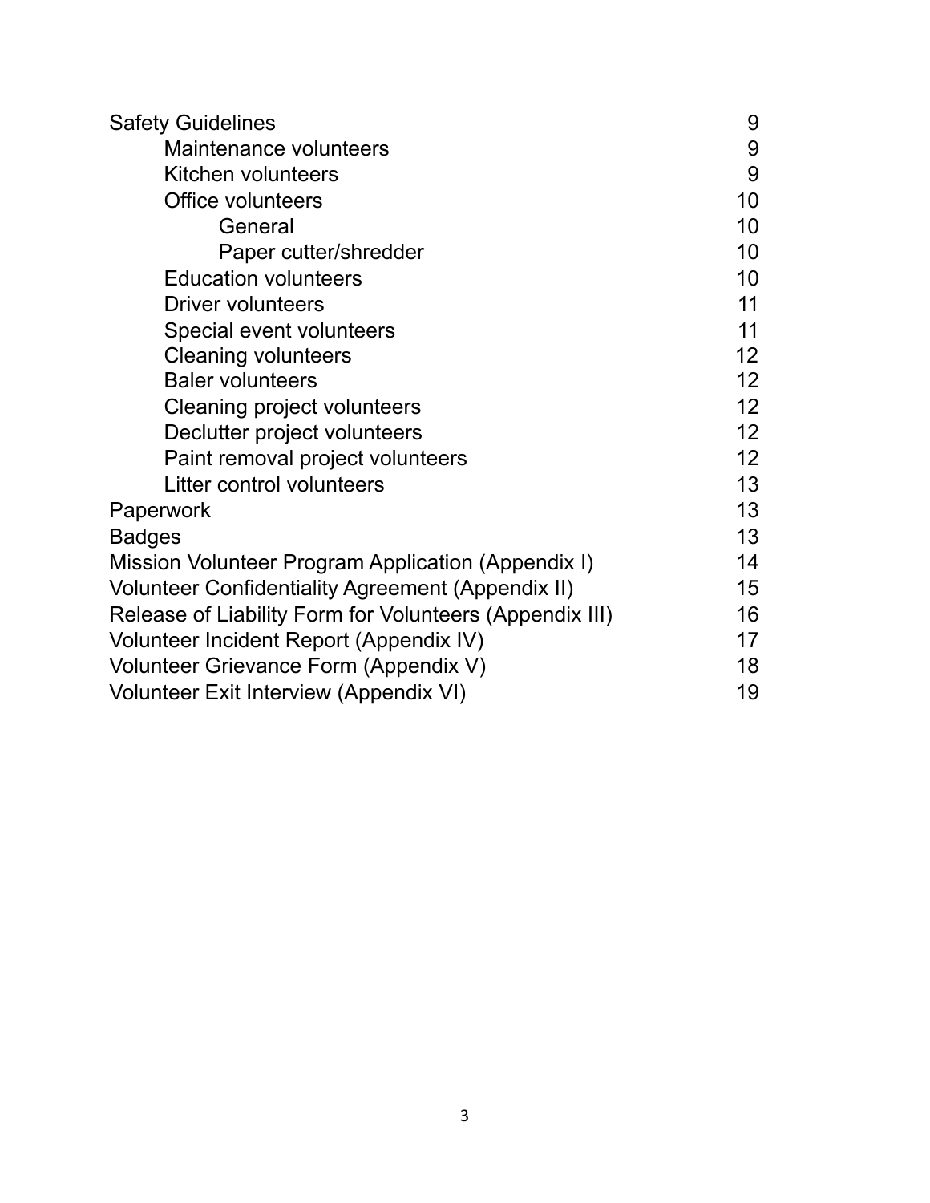| | |
|---|---|
| Safety Guidelines | 9 |
| Maintenance volunteers | 9 |
| Kitchen volunteers | 9 |
| Office volunteers | 10 |
| General | 10 |
| Paper cutter/shredder | 10 |
| Education volunteers | 10 |
| Driver volunteers | 11 |
| Special event volunteers | 11 |
| Cleaning volunteers | 12 |
| Baler volunteers | 12 |
| Cleaning project volunteers | 12 |
| Declutter project volunteers | 12 |
| Paint removal project volunteers | 12 |
| Litter control volunteers | 13 |
| Paperwork | 13 |
| Badges | 13 |
| Mission Volunteer Program Application (Appendix I) | 14 |
| Volunteer Confidentiality Agreement (Appendix II) | 15 |
| Release of Liability Form for Volunteers (Appendix III) | 16 |
| Volunteer Incident Report (Appendix IV) | 17 |
| Volunteer Grievance Form (Appendix V) | 18 |
| Volunteer Exit Interview (Appendix VI) | 19 |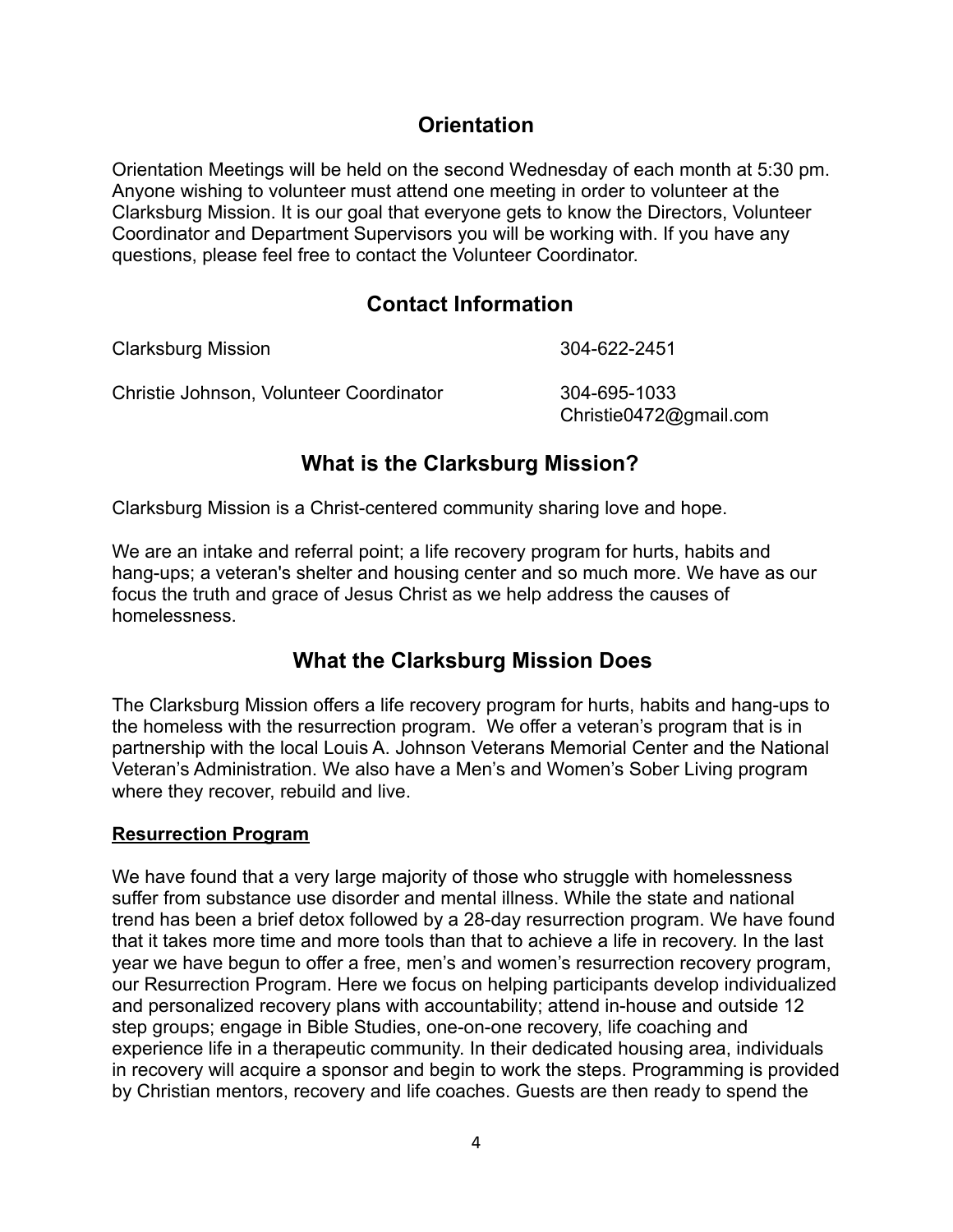## Orientation

Orientation Meetings will be held on the second Wednesday of each month at 5:30 pm. Anyone wishing to volunteer must attend one meeting in order to volunteer at the Clarksburg Mission. It is our goal that everyone gets to know the Directors, Volunteer Coordinator and Department Supervisors you will be working with. If you have any questions, please feel free to contact the Volunteer Coordinator.

## Contact Information

| | |
|---|---|
| Clarksburg Mission | 304-622-2451 |
| Christie Johnson, Volunteer Coordinator | 304-695-1033<br>Christie0472@gmail.com |

## What is the Clarksburg Mission?

Clarksburg Mission is a Christ-centered community sharing love and hope.

We are an intake and referral point; a life recovery program for hurts, habits and hang-ups; a veteran's shelter and housing center and so much more. We have as our focus the truth and grace of Jesus Christ as we help address the causes of homelessness.

## What the Clarksburg Mission Does

The Clarksburg Mission offers a life recovery program for hurts, habits and hang-ups to the homeless with the resurrection program. We offer a veteran's program that is in partnership with the local Louis A. Johnson Veterans Memorial Center and the National Veteran's Administration. We also have a Men's and Women's Sober Living program where they recover, rebuild and live.

**Resurrection Program**

We have found that a very large majority of those who struggle with homelessness suffer from substance use disorder and mental illness. While the state and national trend has been a brief detox followed by a 28-day resurrection program. We have found that it takes more time and more tools than that to achieve a life in recovery. In the last year we have begun to offer a free, men's and women's resurrection recovery program, our Resurrection Program. Here we focus on helping participants develop individualized and personalized recovery plans with accountability; attend in-house and outside 12 step groups; engage in Bible Studies, one-on-one recovery, life coaching and experience life in a therapeutic community. In their dedicated housing area, individuals in recovery will acquire a sponsor and begin to work the steps. Programming is provided by Christian mentors, recovery and life coaches. Guests are then ready to spend the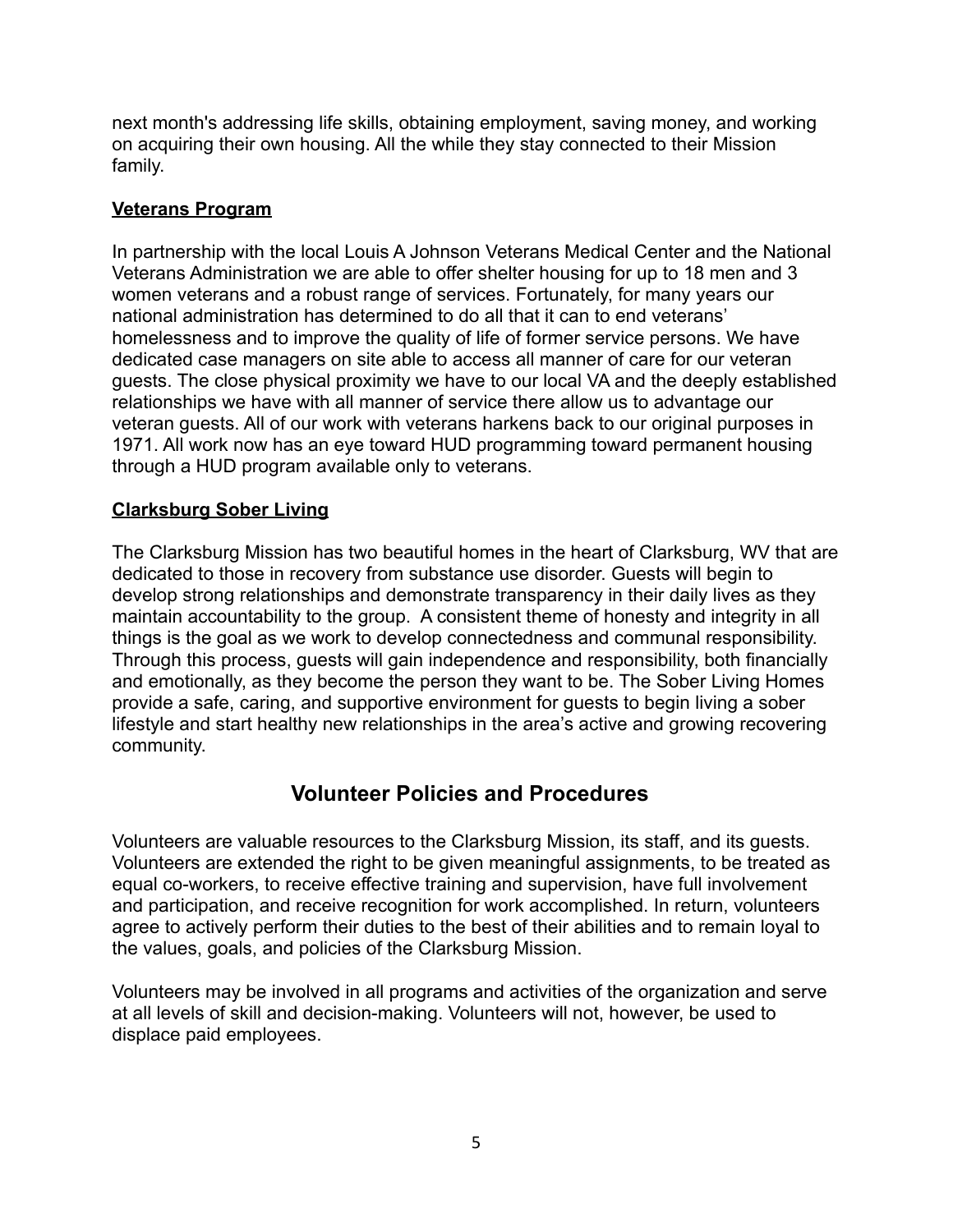next month's addressing life skills, obtaining employment, saving money, and working on acquiring their own housing. All the while they stay connected to their Mission family.

**Veterans Program**

In partnership with the local Louis A Johnson Veterans Medical Center and the National Veterans Administration we are able to offer shelter housing for up to 18 men and 3 women veterans and a robust range of services. Fortunately, for many years our national administration has determined to do all that it can to end veterans' homelessness and to improve the quality of life of former service persons. We have dedicated case managers on site able to access all manner of care for our veteran guests. The close physical proximity we have to our local VA and the deeply established relationships we have with all manner of service there allow us to advantage our veteran guests. All of our work with veterans harkens back to our original purposes in 1971. All work now has an eye toward HUD programming toward permanent housing through a HUD program available only to veterans.

**Clarksburg Sober Living**

The Clarksburg Mission has two beautiful homes in the heart of Clarksburg, WV that are dedicated to those in recovery from substance use disorder. Guests will begin to develop strong relationships and demonstrate transparency in their daily lives as they maintain accountability to the group. A consistent theme of honesty and integrity in all things is the goal as we work to develop connectedness and communal responsibility. Through this process, guests will gain independence and responsibility, both financially and emotionally, as they become the person they want to be. The Sober Living Homes provide a safe, caring, and supportive environment for guests to begin living a sober lifestyle and start healthy new relationships in the area's active and growing recovering community.

## Volunteer Policies and Procedures

Volunteers are valuable resources to the Clarksburg Mission, its staff, and its guests. Volunteers are extended the right to be given meaningful assignments, to be treated as equal co-workers, to receive effective training and supervision, have full involvement and participation, and receive recognition for work accomplished. In return, volunteers agree to actively perform their duties to the best of their abilities and to remain loyal to the values, goals, and policies of the Clarksburg Mission.

Volunteers may be involved in all programs and activities of the organization and serve at all levels of skill and decision-making. Volunteers will not, however, be used to displace paid employees.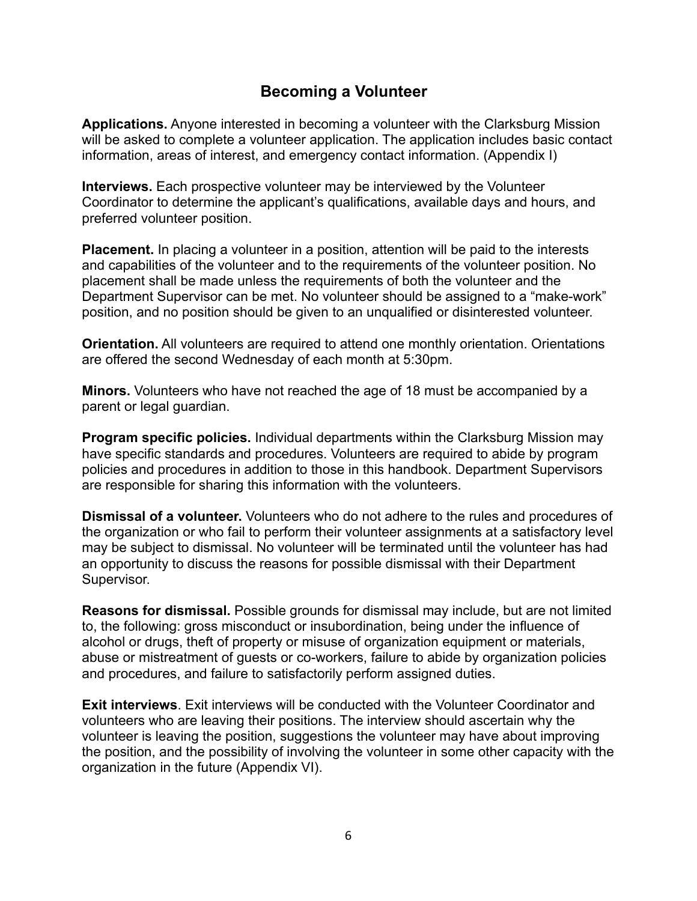## Becoming a Volunteer

**Applications.** Anyone interested in becoming a volunteer with the Clarksburg Mission will be asked to complete a volunteer application. The application includes basic contact information, areas of interest, and emergency contact information. (Appendix I)

**Interviews.** Each prospective volunteer may be interviewed by the Volunteer Coordinator to determine the applicant's qualifications, available days and hours, and preferred volunteer position.

**Placement.** In placing a volunteer in a position, attention will be paid to the interests and capabilities of the volunteer and to the requirements of the volunteer position. No placement shall be made unless the requirements of both the volunteer and the Department Supervisor can be met. No volunteer should be assigned to a "make-work" position, and no position should be given to an unqualified or disinterested volunteer.

**Orientation.** All volunteers are required to attend one monthly orientation. Orientations are offered the second Wednesday of each month at 5:30pm.

**Minors.** Volunteers who have not reached the age of 18 must be accompanied by a parent or legal guardian.

**Program specific policies.** Individual departments within the Clarksburg Mission may have specific standards and procedures. Volunteers are required to abide by program policies and procedures in addition to those in this handbook. Department Supervisors are responsible for sharing this information with the volunteers.

**Dismissal of a volunteer.** Volunteers who do not adhere to the rules and procedures of the organization or who fail to perform their volunteer assignments at a satisfactory level may be subject to dismissal. No volunteer will be terminated until the volunteer has had an opportunity to discuss the reasons for possible dismissal with their Department Supervisor.

**Reasons for dismissal.** Possible grounds for dismissal may include, but are not limited to, the following: gross misconduct or insubordination, being under the influence of alcohol or drugs, theft of property or misuse of organization equipment or materials, abuse or mistreatment of guests or co-workers, failure to abide by organization policies and procedures, and failure to satisfactorily perform assigned duties.

**Exit interviews**. Exit interviews will be conducted with the Volunteer Coordinator and volunteers who are leaving their positions. The interview should ascertain why the volunteer is leaving the position, suggestions the volunteer may have about improving the position, and the possibility of involving the volunteer in some other capacity with the organization in the future (Appendix VI).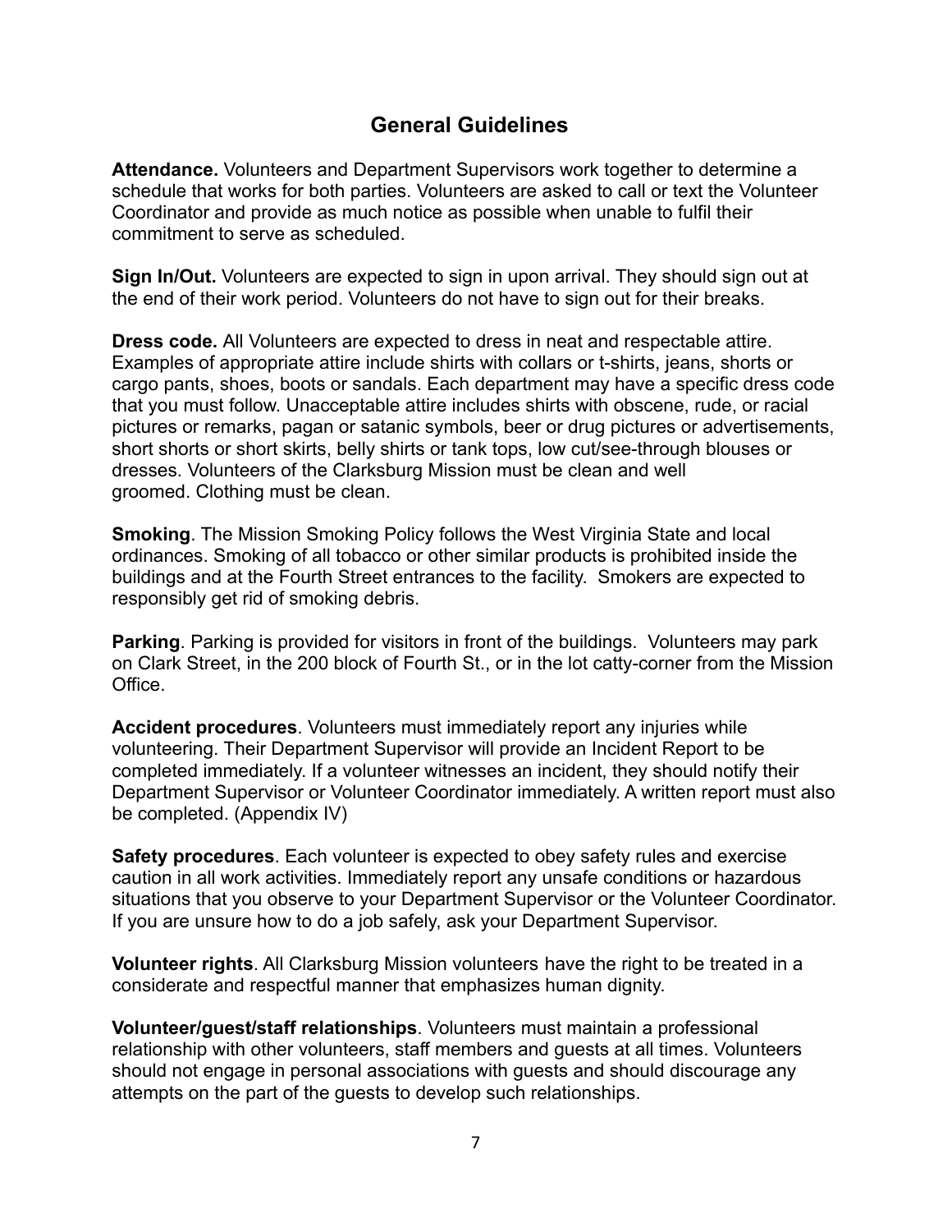## General Guidelines

**Attendance.** Volunteers and Department Supervisors work together to determine a schedule that works for both parties. Volunteers are asked to call or text the Volunteer Coordinator and provide as much notice as possible when unable to fulfil their commitment to serve as scheduled.

**Sign In/Out.** Volunteers are expected to sign in upon arrival. They should sign out at the end of their work period. Volunteers do not have to sign out for their breaks.

**Dress code.** All Volunteers are expected to dress in neat and respectable attire. Examples of appropriate attire include shirts with collars or t-shirts, jeans, shorts or cargo pants, shoes, boots or sandals. Each department may have a specific dress code that you must follow. Unacceptable attire includes shirts with obscene, rude, or racial pictures or remarks, pagan or satanic symbols, beer or drug pictures or advertisements, short shorts or short skirts, belly shirts or tank tops, low cut/see-through blouses or dresses. Volunteers of the Clarksburg Mission must be clean and well groomed. Clothing must be clean.

**Smoking**. The Mission Smoking Policy follows the West Virginia State and local ordinances. Smoking of all tobacco or other similar products is prohibited inside the buildings and at the Fourth Street entrances to the facility. Smokers are expected to responsibly get rid of smoking debris.

**Parking**. Parking is provided for visitors in front of the buildings. Volunteers may park on Clark Street, in the 200 block of Fourth St., or in the lot catty-corner from the Mission Office.

**Accident procedures**. Volunteers must immediately report any injuries while volunteering. Their Department Supervisor will provide an Incident Report to be completed immediately. If a volunteer witnesses an incident, they should notify their Department Supervisor or Volunteer Coordinator immediately. A written report must also be completed. (Appendix IV)

**Safety procedures**. Each volunteer is expected to obey safety rules and exercise caution in all work activities. Immediately report any unsafe conditions or hazardous situations that you observe to your Department Supervisor or the Volunteer Coordinator. If you are unsure how to do a job safely, ask your Department Supervisor.

**Volunteer rights**. All Clarksburg Mission volunteers have the right to be treated in a considerate and respectful manner that emphasizes human dignity.

**Volunteer/guest/staff relationships**. Volunteers must maintain a professional relationship with other volunteers, staff members and guests at all times. Volunteers should not engage in personal associations with guests and should discourage any attempts on the part of the guests to develop such relationships.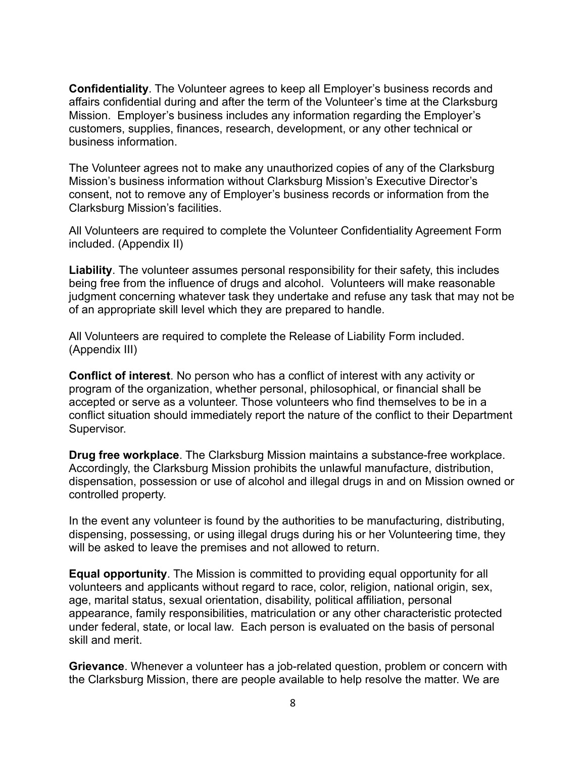**Confidentiality**. The Volunteer agrees to keep all Employer's business records and affairs confidential during and after the term of the Volunteer's time at the Clarksburg Mission. Employer's business includes any information regarding the Employer's customers, supplies, finances, research, development, or any other technical or business information.

The Volunteer agrees not to make any unauthorized copies of any of the Clarksburg Mission's business information without Clarksburg Mission's Executive Director's consent, not to remove any of Employer's business records or information from the Clarksburg Mission's facilities.

All Volunteers are required to complete the Volunteer Confidentiality Agreement Form included. (Appendix II)

**Liability**. The volunteer assumes personal responsibility for their safety, this includes being free from the influence of drugs and alcohol. Volunteers will make reasonable judgment concerning whatever task they undertake and refuse any task that may not be of an appropriate skill level which they are prepared to handle.

All Volunteers are required to complete the Release of Liability Form included. (Appendix III)

**Conflict of interest**. No person who has a conflict of interest with any activity or program of the organization, whether personal, philosophical, or financial shall be accepted or serve as a volunteer. Those volunteers who find themselves to be in a conflict situation should immediately report the nature of the conflict to their Department Supervisor.

**Drug free workplace**. The Clarksburg Mission maintains a substance-free workplace. Accordingly, the Clarksburg Mission prohibits the unlawful manufacture, distribution, dispensation, possession or use of alcohol and illegal drugs in and on Mission owned or controlled property.

In the event any volunteer is found by the authorities to be manufacturing, distributing, dispensing, possessing, or using illegal drugs during his or her Volunteering time, they will be asked to leave the premises and not allowed to return.

**Equal opportunity**. The Mission is committed to providing equal opportunity for all volunteers and applicants without regard to race, color, religion, national origin, sex, age, marital status, sexual orientation, disability, political affiliation, personal appearance, family responsibilities, matriculation or any other characteristic protected under federal, state, or local law. Each person is evaluated on the basis of personal skill and merit.

**Grievance**. Whenever a volunteer has a job-related question, problem or concern with the Clarksburg Mission, there are people available to help resolve the matter. We are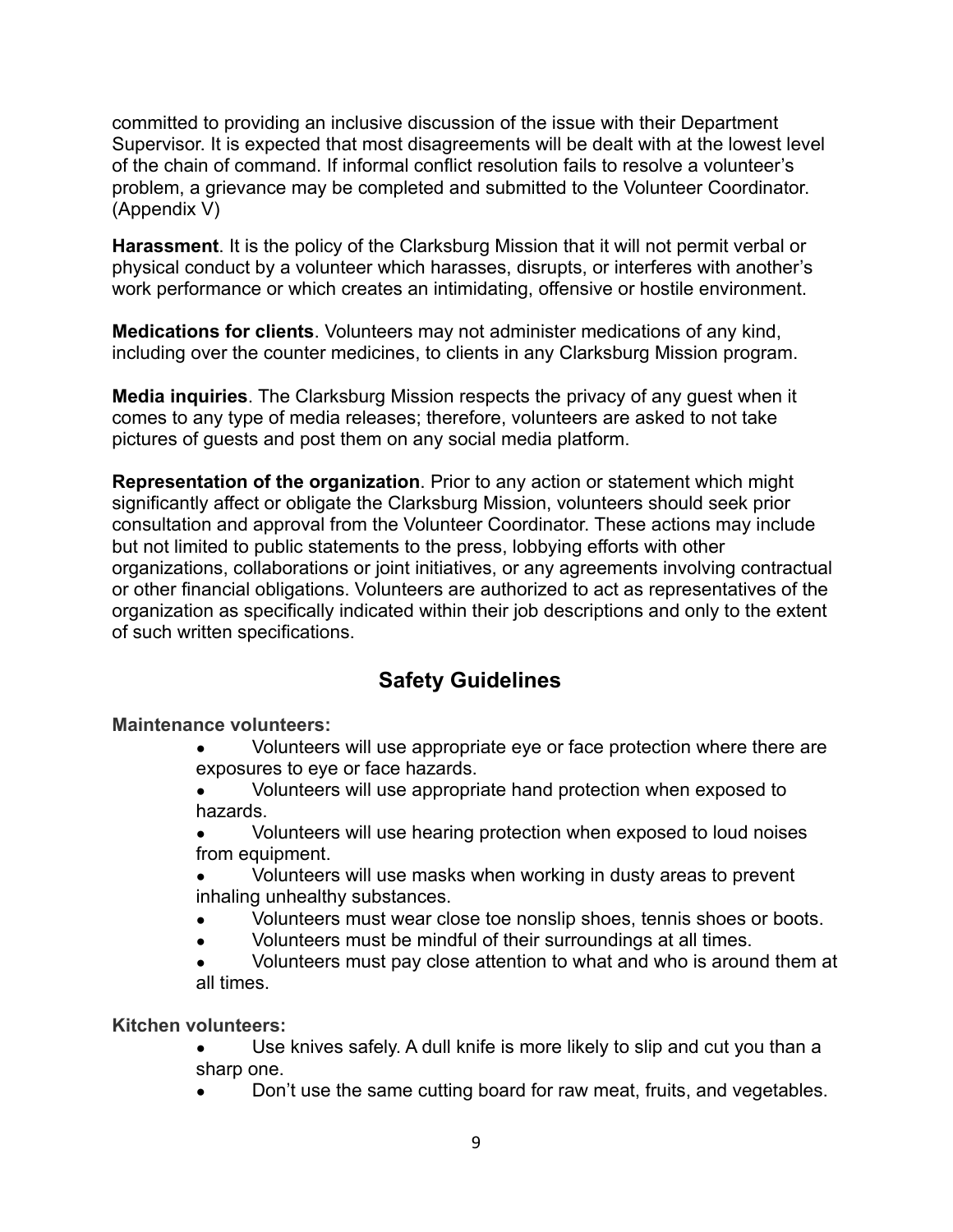committed to providing an inclusive discussion of the issue with their Department Supervisor. It is expected that most disagreements will be dealt with at the lowest level of the chain of command. If informal conflict resolution fails to resolve a volunteer's problem, a grievance may be completed and submitted to the Volunteer Coordinator. (Appendix V)

**Harassment**. It is the policy of the Clarksburg Mission that it will not permit verbal or physical conduct by a volunteer which harasses, disrupts, or interferes with another's work performance or which creates an intimidating, offensive or hostile environment.

**Medications for clients**. Volunteers may not administer medications of any kind, including over the counter medicines, to clients in any Clarksburg Mission program.

**Media inquiries**. The Clarksburg Mission respects the privacy of any guest when it comes to any type of media releases; therefore, volunteers are asked to not take pictures of guests and post them on any social media platform.

**Representation of the organization**. Prior to any action or statement which might significantly affect or obligate the Clarksburg Mission, volunteers should seek prior consultation and approval from the Volunteer Coordinator. These actions may include but not limited to public statements to the press, lobbying efforts with other organizations, collaborations or joint initiatives, or any agreements involving contractual or other financial obligations. Volunteers are authorized to act as representatives of the organization as specifically indicated within their job descriptions and only to the extent of such written specifications.

## Safety Guidelines

**Maintenance volunteers:**

- Volunteers will use appropriate eye or face protection where there are exposures to eye or face hazards.
- Volunteers will use appropriate hand protection when exposed to hazards.
- Volunteers will use hearing protection when exposed to loud noises from equipment.
- Volunteers will use masks when working in dusty areas to prevent inhaling unhealthy substances.
- Volunteers must wear close toe nonslip shoes, tennis shoes or boots.
- Volunteers must be mindful of their surroundings at all times.
- Volunteers must pay close attention to what and who is around them at all times.

**Kitchen volunteers:**

- Use knives safely. A dull knife is more likely to slip and cut you than a sharp one.
- Don't use the same cutting board for raw meat, fruits, and vegetables.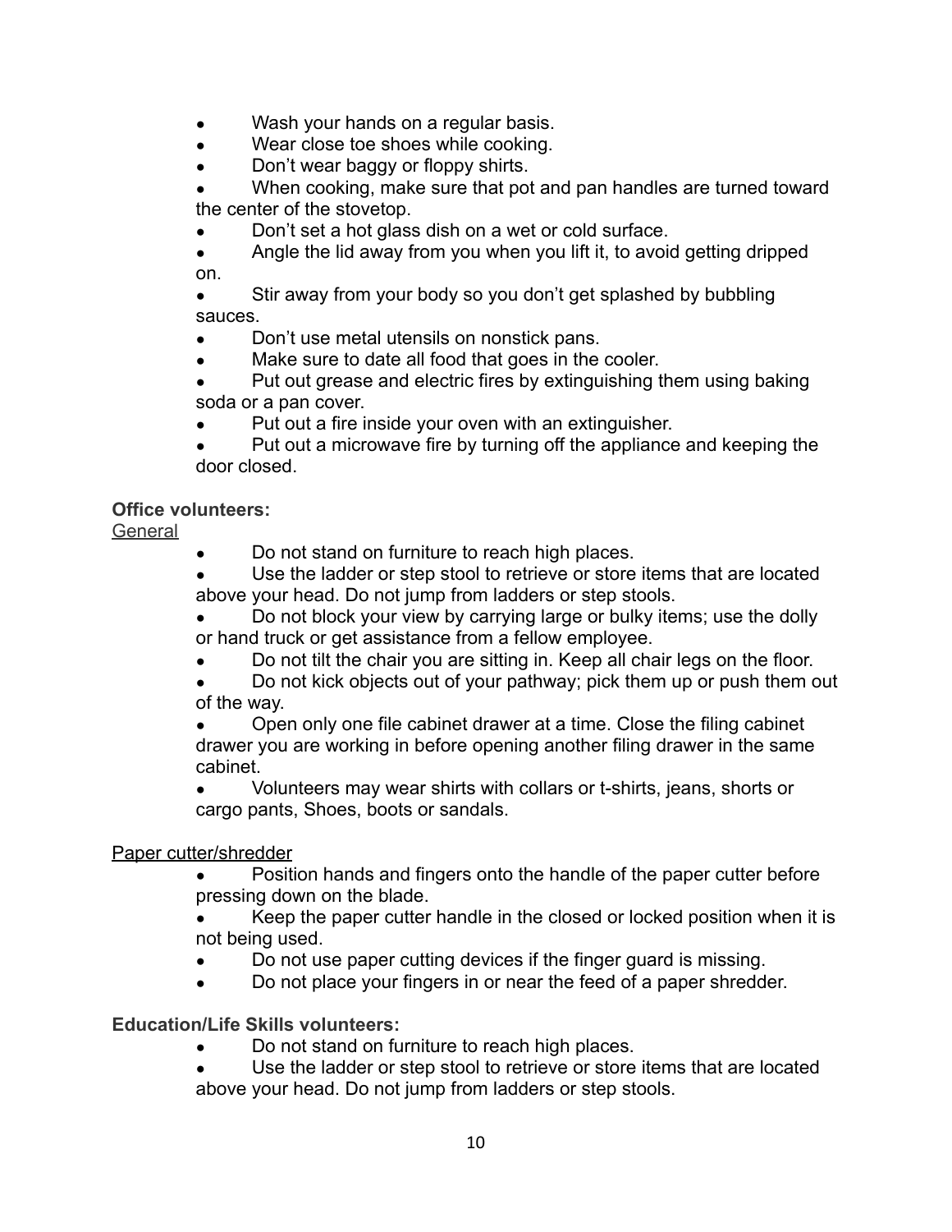- Wash your hands on a regular basis.
- Wear close toe shoes while cooking.
- Don't wear baggy or floppy shirts.
- When cooking, make sure that pot and pan handles are turned toward the center of the stovetop.
- Don't set a hot glass dish on a wet or cold surface.
- Angle the lid away from you when you lift it, to avoid getting dripped on.
- Stir away from your body so you don't get splashed by bubbling sauces.
- Don't use metal utensils on nonstick pans.
- Make sure to date all food that goes in the cooler.
- Put out grease and electric fires by extinguishing them using baking soda or a pan cover.
- Put out a fire inside your oven with an extinguisher.
- Put out a microwave fire by turning off the appliance and keeping the door closed.

**Office volunteers:**

<u>General</u>

- Do not stand on furniture to reach high places.
- Use the ladder or step stool to retrieve or store items that are located above your head. Do not jump from ladders or step stools.
- Do not block your view by carrying large or bulky items; use the dolly or hand truck or get assistance from a fellow employee.
- Do not tilt the chair you are sitting in. Keep all chair legs on the floor.
- Do not kick objects out of your pathway; pick them up or push them out of the way.
- Open only one file cabinet drawer at a time. Close the filing cabinet drawer you are working in before opening another filing drawer in the same cabinet.
- Volunteers may wear shirts with collars or t-shirts, jeans, shorts or cargo pants, Shoes, boots or sandals.

<u>Paper cutter/shredder</u>

- Position hands and fingers onto the handle of the paper cutter before pressing down on the blade.
- Keep the paper cutter handle in the closed or locked position when it is not being used.
- Do not use paper cutting devices if the finger guard is missing.
- Do not place your fingers in or near the feed of a paper shredder.

**Education/Life Skills volunteers:**

- Do not stand on furniture to reach high places.
- Use the ladder or step stool to retrieve or store items that are located above your head. Do not jump from ladders or step stools.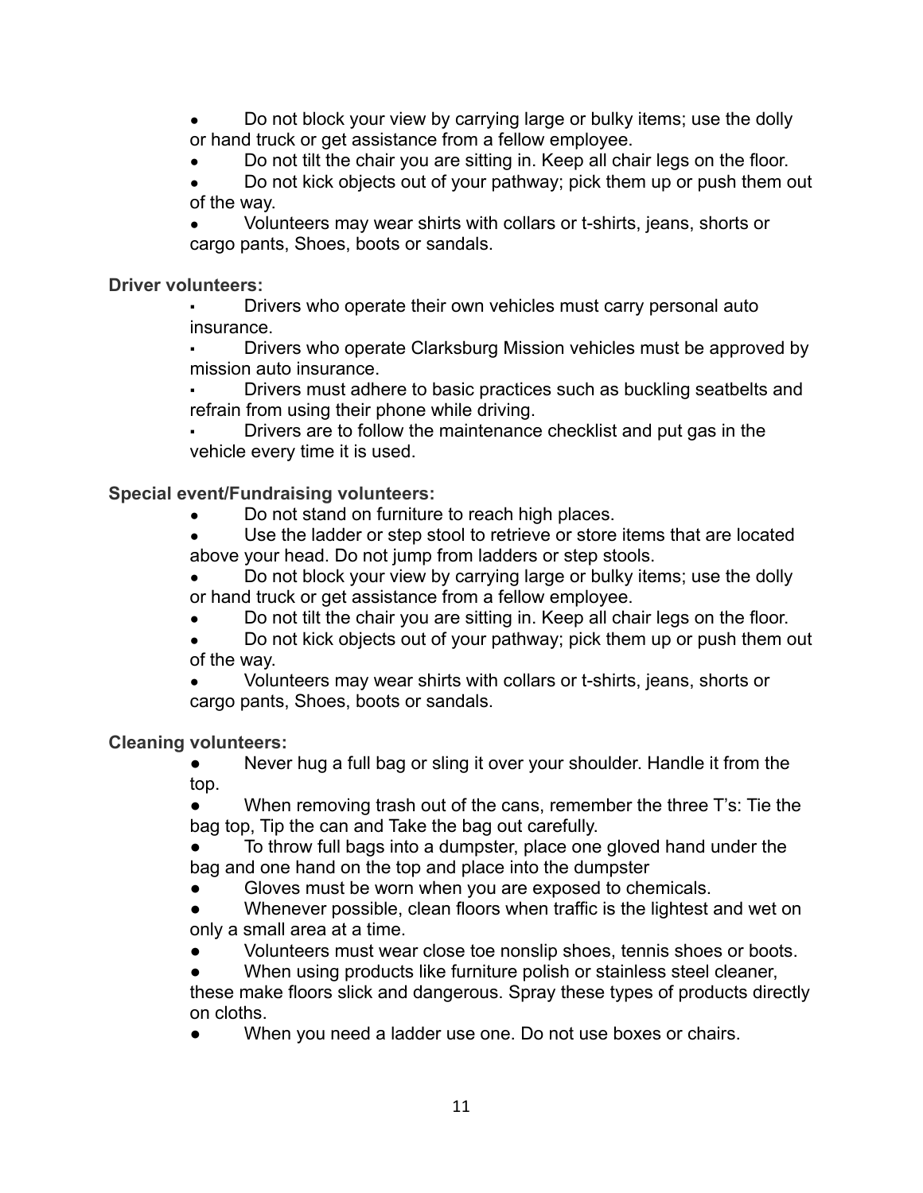- Do not block your view by carrying large or bulky items; use the dolly or hand truck or get assistance from a fellow employee.
- Do not tilt the chair you are sitting in. Keep all chair legs on the floor.
- Do not kick objects out of your pathway; pick them up or push them out of the way.
- Volunteers may wear shirts with collars or t-shirts, jeans, shorts or cargo pants, Shoes, boots or sandals.

**Driver volunteers:**

- Drivers who operate their own vehicles must carry personal auto insurance.
- Drivers who operate Clarksburg Mission vehicles must be approved by mission auto insurance.
- Drivers must adhere to basic practices such as buckling seatbelts and refrain from using their phone while driving.
- Drivers are to follow the maintenance checklist and put gas in the vehicle every time it is used.

**Special event/Fundraising volunteers:**

- Do not stand on furniture to reach high places.
- Use the ladder or step stool to retrieve or store items that are located above your head. Do not jump from ladders or step stools.
- Do not block your view by carrying large or bulky items; use the dolly or hand truck or get assistance from a fellow employee.
- Do not tilt the chair you are sitting in. Keep all chair legs on the floor.
- Do not kick objects out of your pathway; pick them up or push them out of the way.
- Volunteers may wear shirts with collars or t-shirts, jeans, shorts or cargo pants, Shoes, boots or sandals.

**Cleaning volunteers:**

- Never hug a full bag or sling it over your shoulder. Handle it from the top.
- When removing trash out of the cans, remember the three T's: Tie the bag top, Tip the can and Take the bag out carefully.
- To throw full bags into a dumpster, place one gloved hand under the bag and one hand on the top and place into the dumpster
- Gloves must be worn when you are exposed to chemicals.
- Whenever possible, clean floors when traffic is the lightest and wet on only a small area at a time.
- Volunteers must wear close toe nonslip shoes, tennis shoes or boots.
- When using products like furniture polish or stainless steel cleaner, these make floors slick and dangerous. Spray these types of products directly on cloths.
- When you need a ladder use one. Do not use boxes or chairs.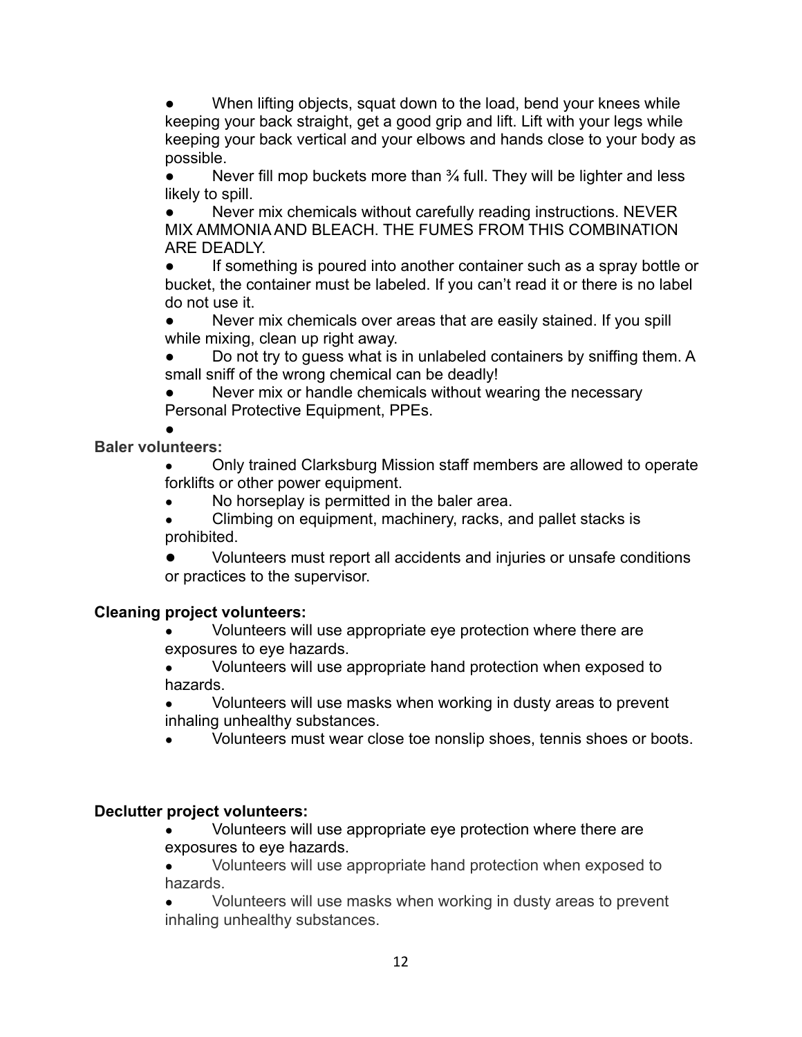- When lifting objects, squat down to the load, bend your knees while keeping your back straight, get a good grip and lift. Lift with your legs while keeping your back vertical and your elbows and hands close to your body as possible.
- Never fill mop buckets more than ¾ full. They will be lighter and less likely to spill.
- Never mix chemicals without carefully reading instructions. NEVER MIX AMMONIA AND BLEACH. THE FUMES FROM THIS COMBINATION ARE DEADLY.
- If something is poured into another container such as a spray bottle or bucket, the container must be labeled. If you can't read it or there is no label do not use it.
- Never mix chemicals over areas that are easily stained. If you spill while mixing, clean up right away.
- Do not try to guess what is in unlabeled containers by sniffing them. A small sniff of the wrong chemical can be deadly!
- Never mix or handle chemicals without wearing the necessary Personal Protective Equipment, PPEs.

**Baler volunteers:**

- Only trained Clarksburg Mission staff members are allowed to operate forklifts or other power equipment.
- No horseplay is permitted in the baler area.
- Climbing on equipment, machinery, racks, and pallet stacks is prohibited.
- Volunteers must report all accidents and injuries or unsafe conditions or practices to the supervisor.

**Cleaning project volunteers:**

- Volunteers will use appropriate eye protection where there are exposures to eye hazards.
- Volunteers will use appropriate hand protection when exposed to hazards.
- Volunteers will use masks when working in dusty areas to prevent inhaling unhealthy substances.
- Volunteers must wear close toe nonslip shoes, tennis shoes or boots.

**Declutter project volunteers:**

- Volunteers will use appropriate eye protection where there are exposures to eye hazards.
- Volunteers will use appropriate hand protection when exposed to hazards.
- Volunteers will use masks when working in dusty areas to prevent inhaling unhealthy substances.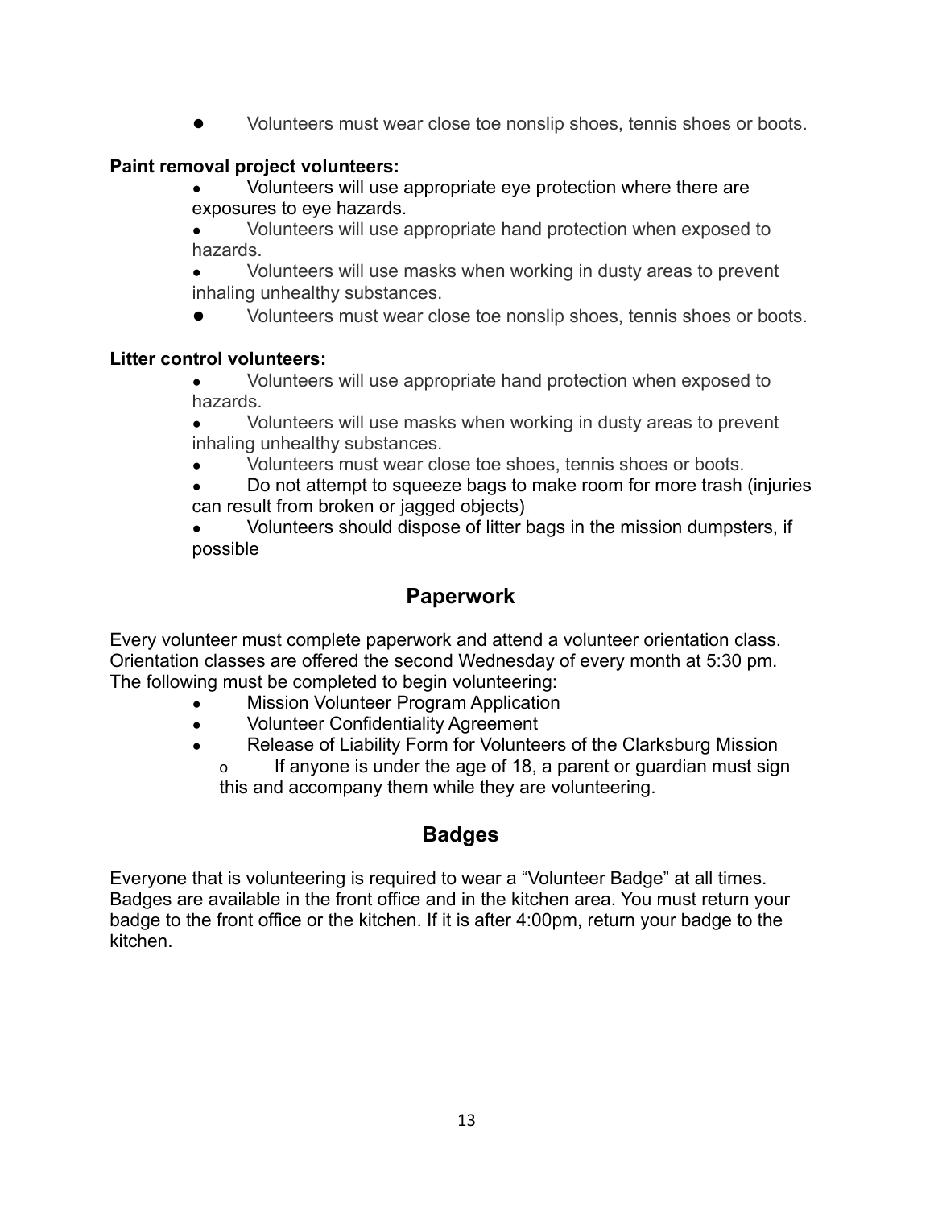- Volunteers must wear close toe nonslip shoes, tennis shoes or boots.

**Paint removal project volunteers:**

- Volunteers will use appropriate eye protection where there are exposures to eye hazards.
- Volunteers will use appropriate hand protection when exposed to hazards.
- Volunteers will use masks when working in dusty areas to prevent inhaling unhealthy substances.
- Volunteers must wear close toe nonslip shoes, tennis shoes or boots.

**Litter control volunteers:**

- Volunteers will use appropriate hand protection when exposed to hazards.
- Volunteers will use masks when working in dusty areas to prevent inhaling unhealthy substances.
- Volunteers must wear close toe shoes, tennis shoes or boots.
- Do not attempt to squeeze bags to make room for more trash (injuries can result from broken or jagged objects)
- Volunteers should dispose of litter bags in the mission dumpsters, if possible

## Paperwork

Every volunteer must complete paperwork and attend a volunteer orientation class. Orientation classes are offered the second Wednesday of every month at 5:30 pm. The following must be completed to begin volunteering:

- Mission Volunteer Program Application
- Volunteer Confidentiality Agreement
- Release of Liability Form for Volunteers of the Clarksburg Mission
  - If anyone is under the age of 18, a parent or guardian must sign this and accompany them while they are volunteering.

## Badges

Everyone that is volunteering is required to wear a "Volunteer Badge" at all times. Badges are available in the front office and in the kitchen area. You must return your badge to the front office or the kitchen. If it is after 4:00pm, return your badge to the kitchen.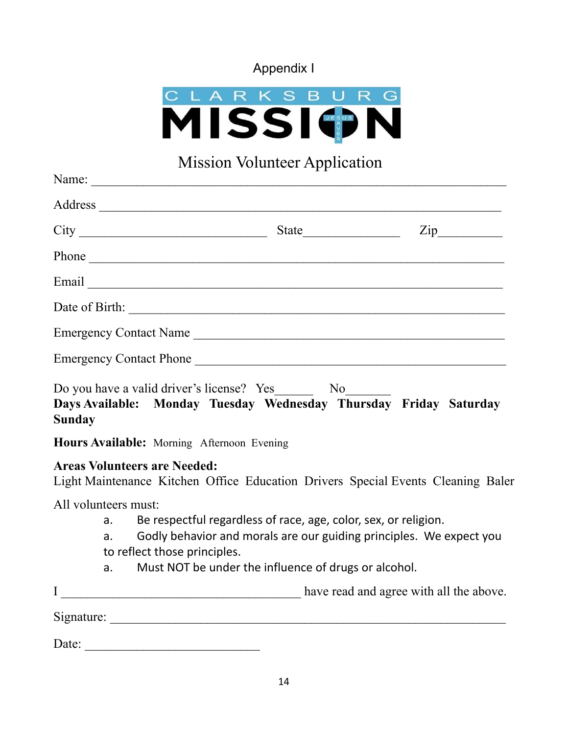Appendix I

CLARKSBURG MISSION

# Mission Volunteer Application

Name: ___________________________________________________________

Address _________________________________________________________

City ______________________________ State_______________ Zip_________

Phone ___________________________________________________________

Email ___________________________________________________________

Date of Birth: ____________________________________________________

Emergency Contact Name ___________________________________________

Emergency Contact Phone ___________________________________________

Do you have a valid driver's license? Yes______ No_______

**Days Available: Monday Tuesday Wednesday Thursday Friday Saturday Sunday**

**Hours Available:** Morning Afternoon Evening

**Areas Volunteers are Needed:**
Light Maintenance Kitchen Office Education Drivers Special Events Cleaning Baler

All volunteers must:

a. Be respectful regardless of race, age, color, sex, or religion.

a. Godly behavior and morals are our guiding principles. We expect you to reflect those principles.

a. Must NOT be under the influence of drugs or alcohol.

I ______________________________________ have read and agree with all the above.

Signature: _______________________________________________________

Date: ___________________________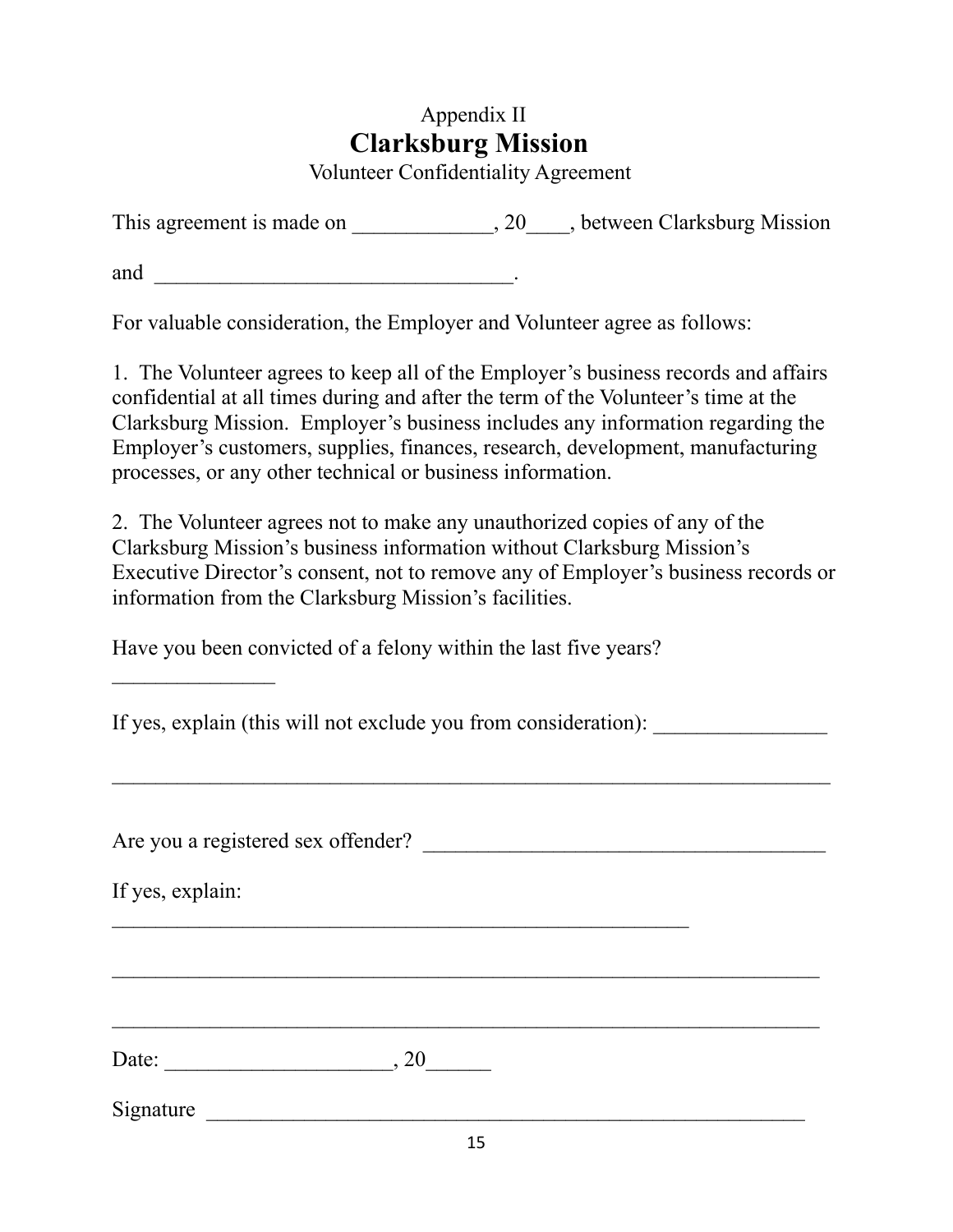Appendix II

# Clarksburg Mission

Volunteer Confidentiality Agreement

This agreement is made on _____________, 20____, between Clarksburg Mission

and _________________________________.

For valuable consideration, the Employer and Volunteer agree as follows:

1. The Volunteer agrees to keep all of the Employer's business records and affairs confidential at all times during and after the term of the Volunteer's time at the Clarksburg Mission. Employer's business includes any information regarding the Employer's customers, supplies, finances, research, development, manufacturing processes, or any other technical or business information.

2. The Volunteer agrees not to make any unauthorized copies of any of the Clarksburg Mission's business information without Clarksburg Mission's Executive Director's consent, not to remove any of Employer's business records or information from the Clarksburg Mission's facilities.

Have you been convicted of a felony within the last five years?

_______________

If yes, explain (this will not exclude you from consideration): ________________

____________________________________________________________________

Are you a registered sex offender? _____________________________________

If yes, explain:

_______________________________________________________

____________________________________________________________________

____________________________________________________________________

Date: _____________________, 20______

Signature __________________________________________________________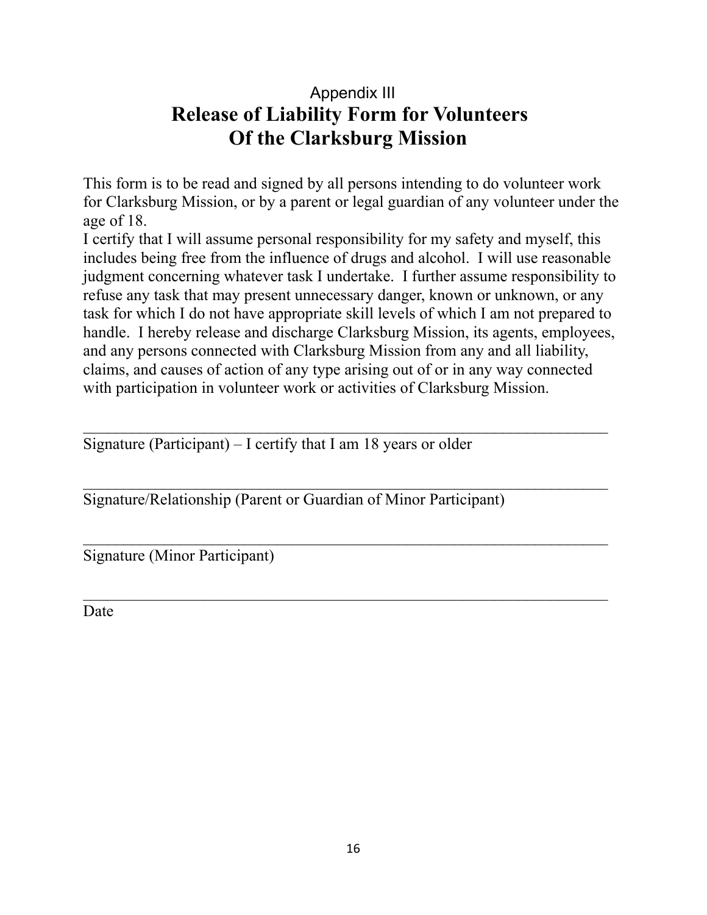Appendix III

# Release of Liability Form for Volunteers Of the Clarksburg Mission

This form is to be read and signed by all persons intending to do volunteer work for Clarksburg Mission, or by a parent or legal guardian of any volunteer under the age of 18.

I certify that I will assume personal responsibility for my safety and myself, this includes being free from the influence of drugs and alcohol. I will use reasonable judgment concerning whatever task I undertake. I further assume responsibility to refuse any task that may present unnecessary danger, known or unknown, or any task for which I do not have appropriate skill levels of which I am not prepared to handle. I hereby release and discharge Clarksburg Mission, its agents, employees, and any persons connected with Clarksburg Mission from any and all liability, claims, and causes of action of any type arising out of or in any way connected with participation in volunteer work or activities of Clarksburg Mission.

_________________________________________________________________

Signature (Participant) – I certify that I am 18 years or older

_________________________________________________________________

Signature/Relationship (Parent or Guardian of Minor Participant)

_________________________________________________________________

Signature (Minor Participant)

_________________________________________________________________

Date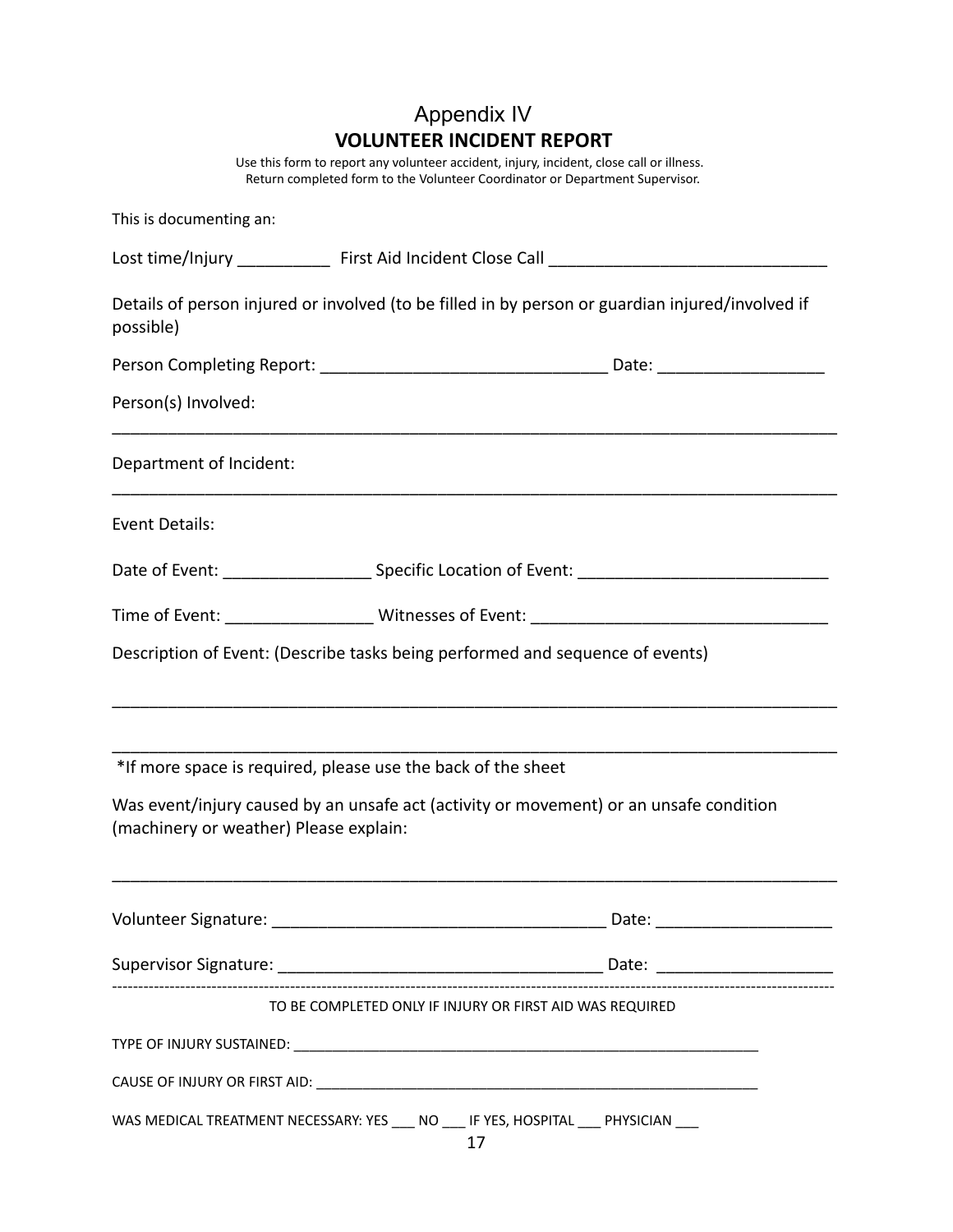# Appendix IV

## VOLUNTEER INCIDENT REPORT

Use this form to report any volunteer accident, injury, incident, close call or illness.
Return completed form to the Volunteer Coordinator or Department Supervisor.

This is documenting an:

Lost time/Injury __________ First Aid Incident Close Call ______________________________

Details of person injured or involved (to be filled in by person or guardian injured/involved if possible)

Person Completing Report: _______________________________ Date: __________________

Person(s) Involved:

_______________________________________________________________________________

Department of Incident:

_______________________________________________________________________________

Event Details:

Date of Event: ________________ Specific Location of Event: ___________________________

Time of Event: ________________ Witnesses of Event: ________________________________

Description of Event: (Describe tasks being performed and sequence of events)

_______________________________________________________________________________

_______________________________________________________________________________

*If more space is required, please use the back of the sheet

Was event/injury caused by an unsafe act (activity or movement) or an unsafe condition (machinery or weather) Please explain:

_______________________________________________________________________________

Volunteer Signature: ____________________________________ Date: ___________________

Supervisor Signature: ___________________________________ Date: ___________________

---

TO BE COMPLETED ONLY IF INJURY OR FIRST AID WAS REQUIRED

TYPE OF INJURY SUSTAINED: ____________________________________________________________

CAUSE OF INJURY OR FIRST AID: _________________________________________________________

WAS MEDICAL TREATMENT NECESSARY: YES ___ NO ___ IF YES, HOSPITAL ___ PHYSICIAN ___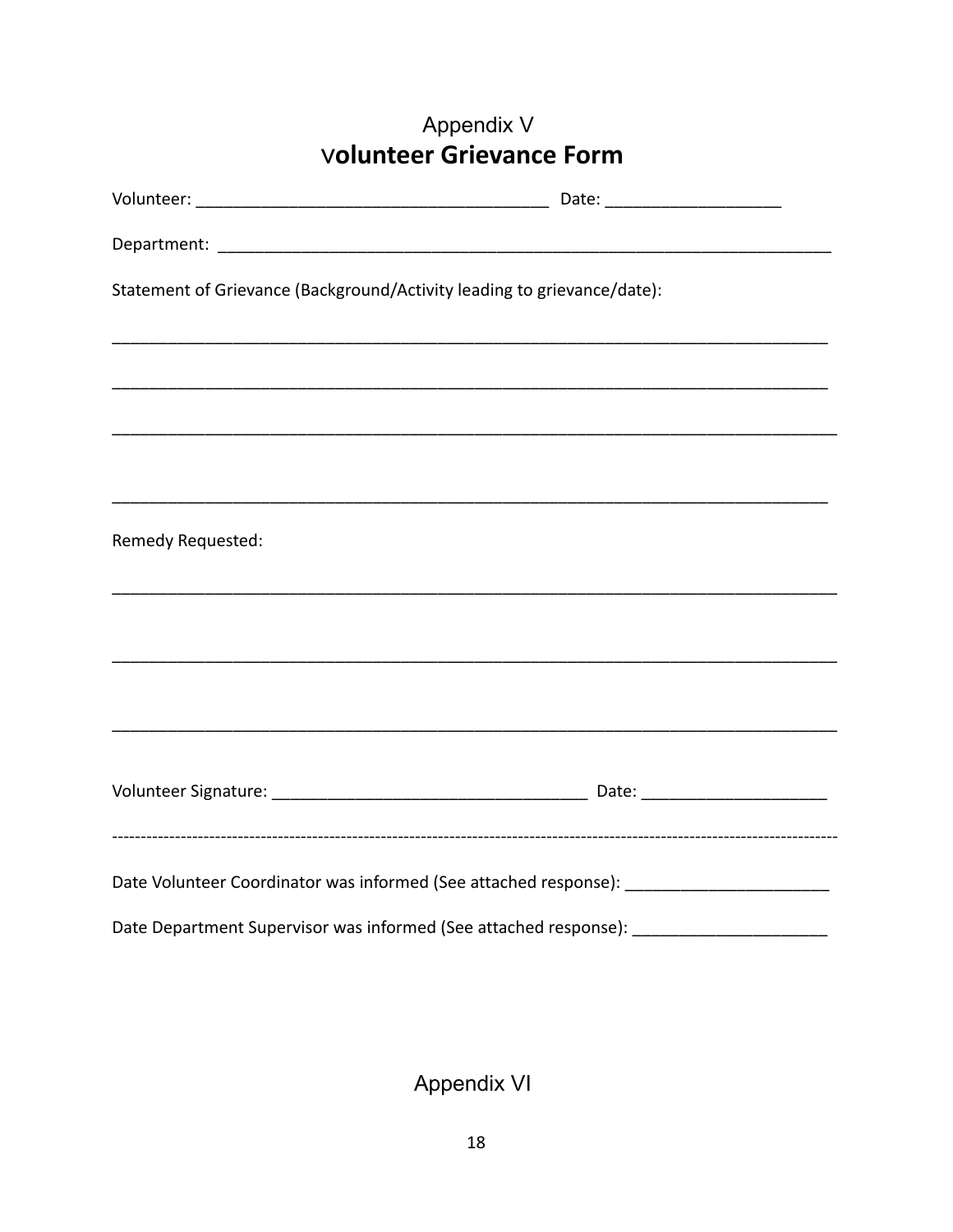Appendix V

# Volunteer Grievance Form

Volunteer: ______________________________________ Date: __________________

Department: ____________________________________________________________________

Statement of Grievance (Background/Activity leading to grievance/date):

_______________________________________________________________________________

_______________________________________________________________________________

_______________________________________________________________________________

_______________________________________________________________________________

Remedy Requested:

_______________________________________________________________________________

_______________________________________________________________________________

_______________________________________________________________________________

Volunteer Signature: __________________________________ Date: ____________________

---

Date Volunteer Coordinator was informed (See attached response): ______________________

Date Department Supervisor was informed (See attached response): _____________________

Appendix VI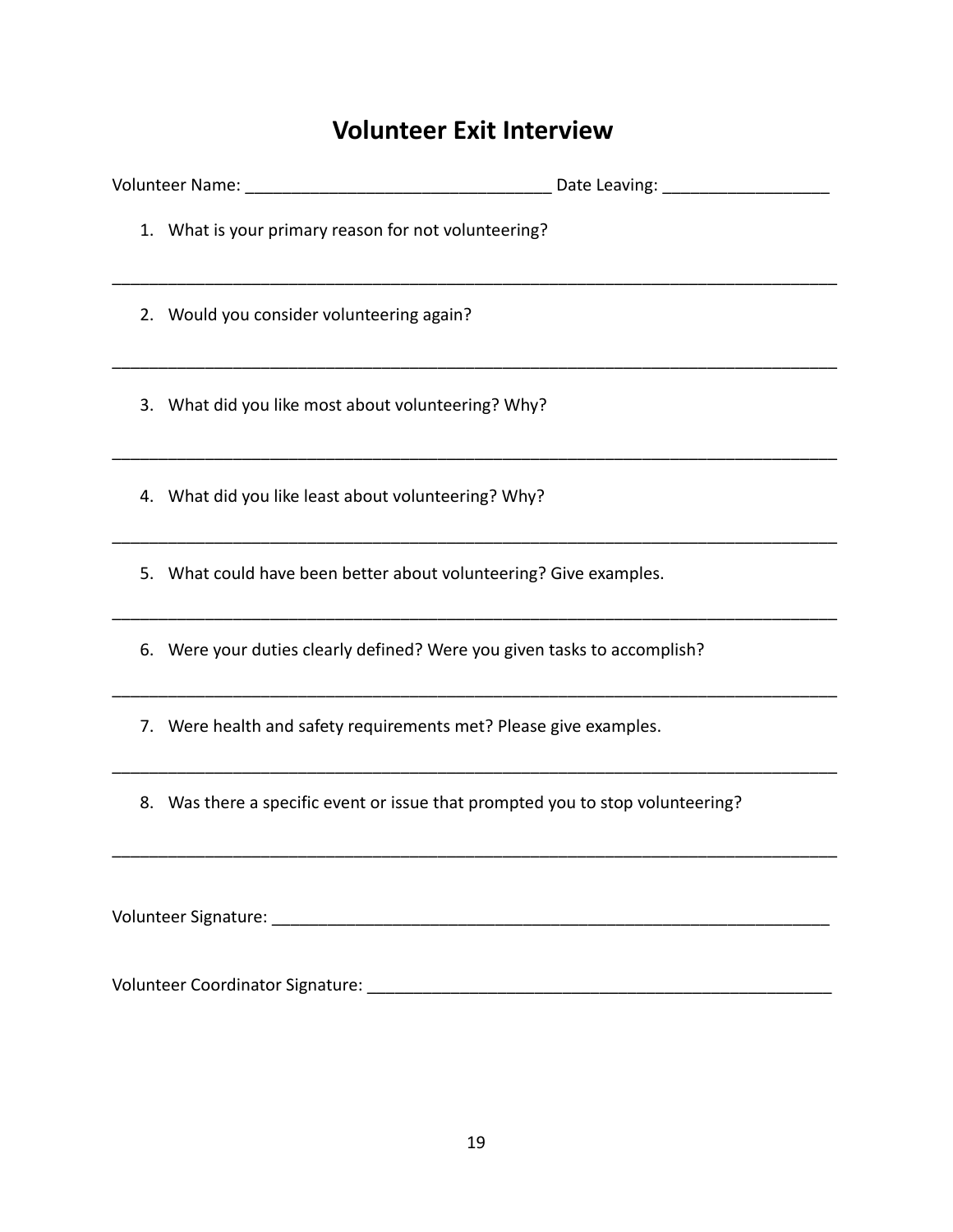# Volunteer Exit Interview

Volunteer Name: ________________________________ Date Leaving: _________________

1. What is your primary reason for not volunteering?

_______________________________________________________________________________

2. Would you consider volunteering again?

_______________________________________________________________________________

3. What did you like most about volunteering? Why?

_______________________________________________________________________________

4. What did you like least about volunteering? Why?

_______________________________________________________________________________

5. What could have been better about volunteering? Give examples.

_______________________________________________________________________________

6. Were your duties clearly defined? Were you given tasks to accomplish?

_______________________________________________________________________________

7. Were health and safety requirements met? Please give examples.

_______________________________________________________________________________

8. Was there a specific event or issue that prompted you to stop volunteering?

_______________________________________________________________________________

Volunteer Signature: ______________________________________________________________

Volunteer Coordinator Signature: ___________________________________________________